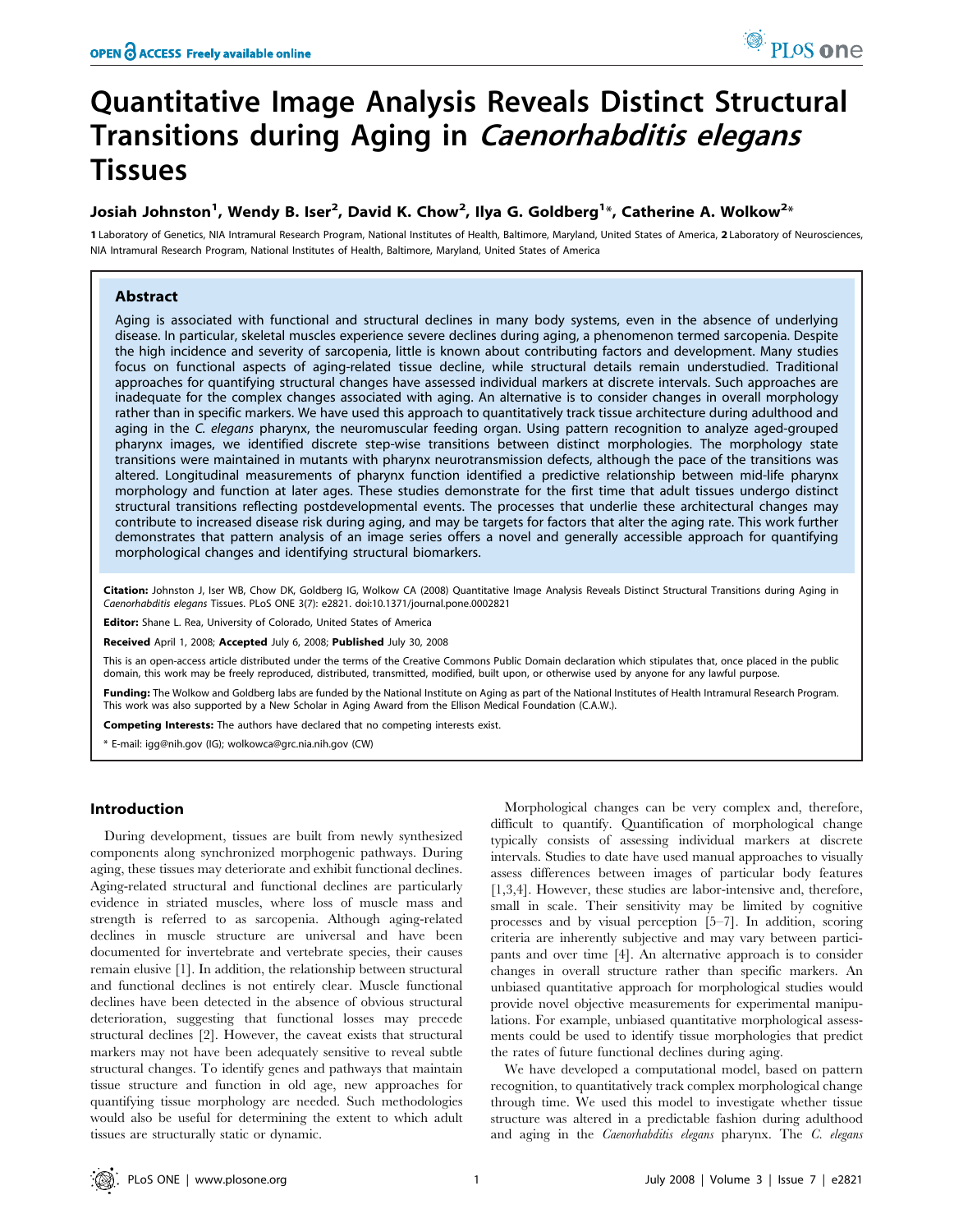# Quantitative Image Analysis Reveals Distinct Structural Transitions during Aging in *Caenorhabditis elegans* Tissues

**Josiah Johnston[1], Wendy B. Iser[2], David K. Chow[2], Ilya G. Goldberg[1]\*, Catherine A. Wolkow[2]\***

**1** Laboratory of Genetics, NIA Intramural Research Program, National Institutes of Health, Baltimore, Maryland, United States of America, **2** Laboratory of Neurosciences, NIA Intramural Research Program, National Institutes of Health, Baltimore, Maryland, United States of America

## Abstract

Aging is associated with functional and structural declines in many body systems, even in the absence of underlying disease. In particular, skeletal muscles experience severe declines during aging, a phenomenon termed sarcopenia. Despite the high incidence and severity of sarcopenia, little is known about contributing factors and development. Many studies focus on functional aspects of aging-related tissue decline, while structural details remain understudied. Traditional approaches for quantifying structural changes have assessed individual markers at discrete intervals. Such approaches are inadequate for the complex changes associated with aging. An alternative is to consider changes in overall morphology rather than in specific markers. We have used this approach to quantitatively track tissue architecture during adulthood and aging in the *C. elegans* pharynx, the neuromuscular feeding organ. Using pattern recognition to analyze aged-grouped pharynx images, we identified discrete step-wise transitions between distinct morphologies. The morphology state transitions were maintained in mutants with pharynx neurotransmission defects, although the pace of the transitions was altered. Longitudinal measurements of pharynx function identified a predictive relationship between mid-life pharynx morphology and function at later ages. These studies demonstrate for the first time that adult tissues undergo distinct structural transitions reflecting postdevelopmental events. The processes that underlie these architectural changes may contribute to increased disease risk during aging, and may be targets for factors that alter the aging rate. This work further demonstrates that pattern analysis of an image series offers a novel and generally accessible approach for quantifying morphological changes and identifying structural biomarkers.

**Citation:** Johnston J, Iser WB, Chow DK, Goldberg IG, Wolkow CA (2008) Quantitative Image Analysis Reveals Distinct Structural Transitions during Aging in *Caenorhabditis elegans* Tissues. PLoS ONE 3(7): e2821. doi:10.1371/journal.pone.0002821

**Editor:** Shane L. Rea, University of Colorado, United States of America

**Received** April 1, 2008; **Accepted** July 6, 2008; **Published** July 30, 2008

This is an open-access article distributed under the terms of the Creative Commons Public Domain declaration which stipulates that, once placed in the public domain, this work may be freely reproduced, distributed, transmitted, modified, built upon, or otherwise used by anyone for any lawful purpose.

**Funding:** The Wolkow and Goldberg labs are funded by the National Institute on Aging as part of the National Institutes of Health Intramural Research Program. This work was also supported by a New Scholar in Aging Award from the Ellison Medical Foundation (C.A.W.).

**Competing Interests:** The authors have declared that no competing interests exist.

\* E-mail: igg@nih.gov (IG); wolkowca@grc.nia.nih.gov (CW)

## Introduction

During development, tissues are built from newly synthesized components along synchronized morphogenic pathways. During aging, these tissues may deteriorate and exhibit functional declines. Aging-related structural and functional declines are particularly evidence in striated muscles, where loss of muscle mass and strength is referred to as sarcopenia. Although aging-related declines in muscle structure are universal and have been documented for invertebrate and vertebrate species, their causes remain elusive [1]. In addition, the relationship between structural and functional declines is not entirely clear. Muscle functional declines have been detected in the absence of obvious structural deterioration, suggesting that functional losses may precede structural declines [2]. However, the caveat exists that structural markers may not have been adequately sensitive to reveal subtle structural changes. To identify genes and pathways that maintain tissue structure and function in old age, new approaches for quantifying tissue morphology are needed. Such methodologies would also be useful for determining the extent to which adult tissues are structurally static or dynamic.

Morphological changes can be very complex and, therefore, difficult to quantify. Quantification of morphological change typically consists of assessing individual markers at discrete intervals. Studies to date have used manual approaches to visually assess differences between images of particular body features [1,3,4]. However, these studies are labor-intensive and, therefore, small in scale. Their sensitivity may be limited by cognitive processes and by visual perception [5–7]. In addition, scoring criteria are inherently subjective and may vary between participants and over time [4]. An alternative approach is to consider changes in overall structure rather than specific markers. An unbiased quantitative approach for morphological studies would provide novel objective measurements for experimental manipulations. For example, unbiased quantitative morphological assessments could be used to identify tissue morphologies that predict the rates of future functional declines during aging.

We have developed a computational model, based on pattern recognition, to quantitatively track complex morphological change through time. We used this model to investigate whether tissue structure was altered in a predictable fashion during adulthood and aging in the *Caenorhabditis elegans* pharynx. The *C. elegans*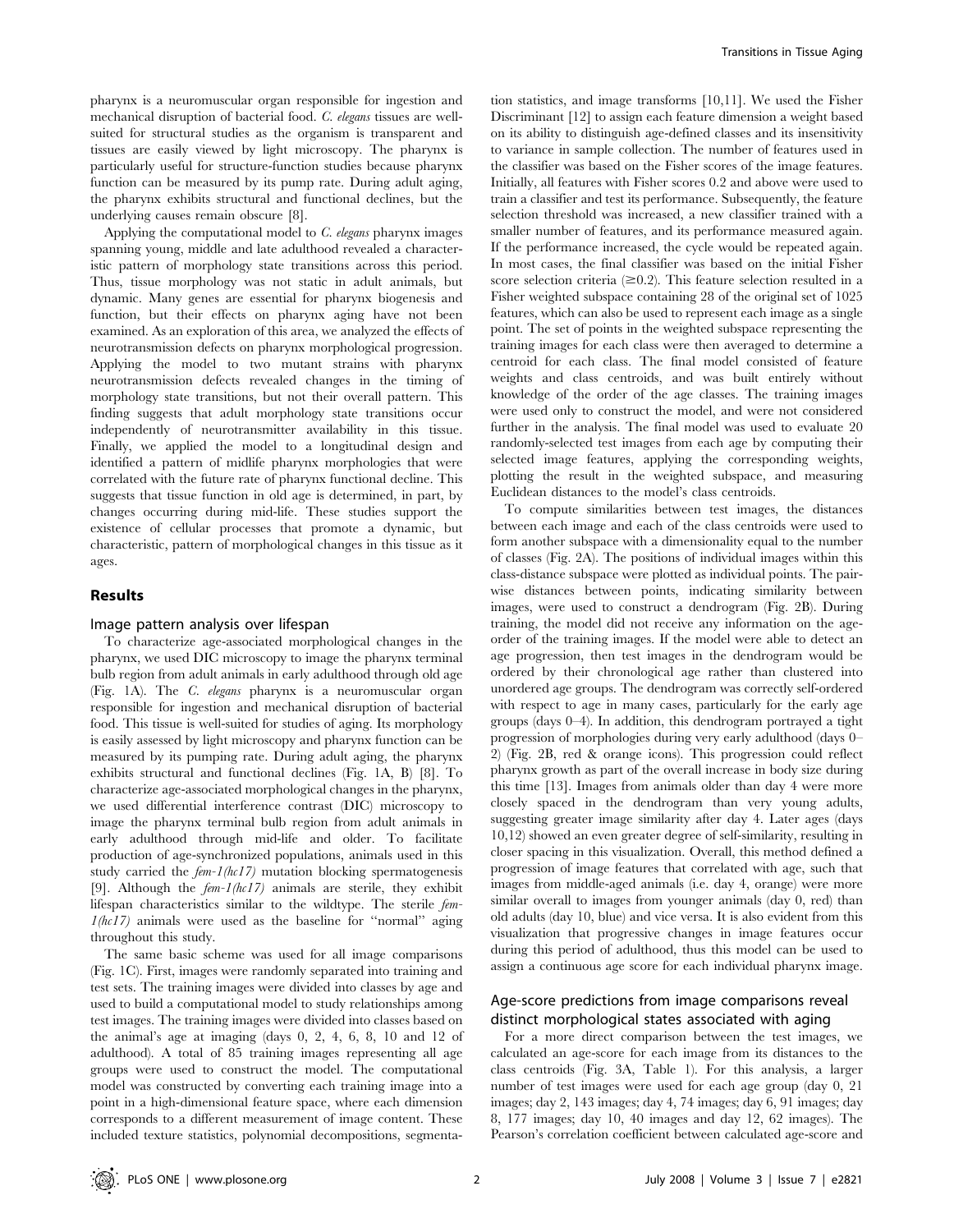pharynx is a neuromuscular organ responsible for ingestion and mechanical disruption of bacterial food. *C. elegans* tissues are well-suited for structural studies as the organism is transparent and tissues are easily viewed by light microscopy. The pharynx is particularly useful for structure-function studies because pharynx function can be measured by its pump rate. During adult aging, the pharynx exhibits structural and functional declines, but the underlying causes remain obscure [8].

Applying the computational model to *C. elegans* pharynx images spanning young, middle and late adulthood revealed a characteristic pattern of morphology state transitions across this period. Thus, tissue morphology was not static in adult animals, but dynamic. Many genes are essential for pharynx biogenesis and function, but their effects on pharynx aging have not been examined. As an exploration of this area, we analyzed the effects of neurotransmission defects on pharynx morphological progression. Applying the model to two mutant strains with pharynx neurotransmission defects revealed changes in the timing of morphology state transitions, but not their overall pattern. This finding suggests that adult morphology state transitions occur independently of neurotransmitter availability in this tissue. Finally, we applied the model to a longitudinal design and identified a pattern of midlife pharynx morphologies that were correlated with the future rate of pharynx functional decline. This suggests that tissue function in old age is determined, in part, by changes occurring during mid-life. These studies support the existence of cellular processes that promote a dynamic, but characteristic, pattern of morphological changes in this tissue as it ages.

## Results

### Image pattern analysis over lifespan

To characterize age-associated morphological changes in the pharynx, we used DIC microscopy to image the pharynx terminal bulb region from adult animals in early adulthood through old age (Fig. 1A). The *C. elegans* pharynx is a neuromuscular organ responsible for ingestion and mechanical disruption of bacterial food. This tissue is well-suited for studies of aging. Its morphology is easily assessed by light microscopy and pharynx function can be measured by its pumping rate. During adult aging, the pharynx exhibits structural and functional declines (Fig. 1A, B) [8]. To characterize age-associated morphological changes in the pharynx, we used differential interference contrast (DIC) microscopy to image the pharynx terminal bulb region from adult animals in early adulthood through mid-life and older. To facilitate production of age-synchronized populations, animals used in this study carried the *fem-1(hc17)* mutation blocking spermatogenesis [9]. Although the *fem-1(hc17)* animals are sterile, they exhibit lifespan characteristics similar to the wildtype. The sterile *fem-1(hc17)* animals were used as the baseline for "normal" aging throughout this study.

The same basic scheme was used for all image comparisons (Fig. 1C). First, images were randomly separated into training and test sets. The training images were divided into classes by age and used to build a computational model to study relationships among test images. The training images were divided into classes based on the animal's age at imaging (days 0, 2, 4, 6, 8, 10 and 12 of adulthood). A total of 85 training images representing all age groups were used to construct the model. The computational model was constructed by converting each training image into a point in a high-dimensional feature space, where each dimension corresponds to a different measurement of image content. These included texture statistics, polynomial decompositions, segmentation statistics, and image transforms [10,11]. We used the Fisher Discriminant [12] to assign each feature dimension a weight based on its ability to distinguish age-defined classes and its insensitivity to variance in sample collection. The number of features used in the classifier was based on the Fisher scores of the image features. Initially, all features with Fisher scores 0.2 and above were used to train a classifier and test its performance. Subsequently, the feature selection threshold was increased, a new classifier trained with a smaller number of features, and its performance measured again. If the performance increased, the cycle would be repeated again. In most cases, the final classifier was based on the initial Fisher score selection criteria ($\geq 0.2$). This feature selection resulted in a Fisher weighted subspace containing 28 of the original set of 1025 features, which can also be used to represent each image as a single point. The set of points in the weighted subspace representing the training images for each class were then averaged to determine a centroid for each class. The final model consisted of feature weights and class centroids, and was built entirely without knowledge of the order of the age classes. The training images were used only to construct the model, and were not considered further in the analysis. The final model was used to evaluate 20 randomly-selected test images from each age by computing their selected image features, applying the corresponding weights, plotting the result in the weighted subspace, and measuring Euclidean distances to the model's class centroids.

To compute similarities between test images, the distances between each image and each of the class centroids were used to form another subspace with a dimensionality equal to the number of classes (Fig. 2A). The positions of individual images within this class-distance subspace were plotted as individual points. The pair-wise distances between points, indicating similarity between images, were used to construct a dendrogram (Fig. 2B). During training, the model did not receive any information on the age-order of the training images. If the model were able to detect an age progression, then test images in the dendrogram would be ordered by their chronological age rather than clustered into unordered age groups. The dendrogram was correctly self-ordered with respect to age in many cases, particularly for the early age groups (days 0–4). In addition, this dendrogram portrayed a tight progression of morphologies during very early adulthood (days 0–2) (Fig. 2B, red & orange icons). This progression could reflect pharynx growth as part of the overall increase in body size during this time [13]. Images from animals older than day 4 were more closely spaced in the dendrogram than very young adults, suggesting greater image similarity after day 4. Later ages (days 10,12) showed an even greater degree of self-similarity, resulting in closer spacing in this visualization. Overall, this method defined a progression of image features that correlated with age, such that images from middle-aged animals (i.e. day 4, orange) were more similar overall to images from younger animals (day 0, red) than old adults (day 10, blue) and vice versa. It is also evident from this visualization that progressive changes in image features occur during this period of adulthood, thus this model can be used to assign a continuous age score for each individual pharynx image.

### Age-score predictions from image comparisons reveal distinct morphological states associated with aging

For a more direct comparison between the test images, we calculated an age-score for each image from its distances to the class centroids (Fig. 3A, Table 1). For this analysis, a larger number of test images were used for each age group (day 0, 21 images; day 2, 143 images; day 4, 74 images; day 6, 91 images; day 8, 177 images; day 10, 40 images and day 12, 62 images). The Pearson's correlation coefficient between calculated age-score and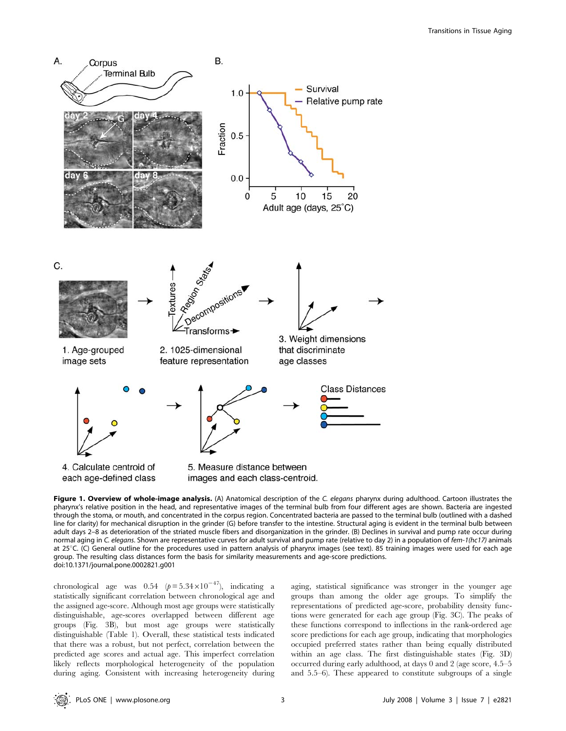**Figure 1. Overview of whole-image analysis.** (A) Anatomical description of the *C. elegans* pharynx during adulthood. Cartoon illustrates the pharynx's relative position in the head, and representative images of the terminal bulb from four different ages are shown. Bacteria are ingested through the stoma, or mouth, and concentrated in the corpus region. Concentrated bacteria are passed to the terminal bulb (outlined with a dashed line for clarity) for mechanical disruption in the grinder (G) before transfer to the intestine. Structural aging is evident in the terminal bulb between adult days 2–8 as deterioration of the striated muscle fibers and disorganization in the grinder. (B) Declines in survival and pump rate occur during normal aging in *C. elegans*. Shown are representative curves for adult survival and pump rate (relative to day 2) in a population of *fem-1(hc17)* animals at 25°C. (C) General outline for the procedures used in pattern analysis of pharynx images (see text). 85 training images were used for each age group. The resulting class distances form the basis for similarity measurements and age-score predictions.
doi:10.1371/journal.pone.0002821.g001

chronological age was 0.54 ($p = 5.34 \times 10^{-47}$), indicating a statistically significant correlation between chronological age and the assigned age-score. Although most age groups were statistically distinguishable, age-scores overlapped between different age groups (Fig. 3B), but most age groups were statistically distinguishable (Table 1). Overall, these statistical tests indicated that there was a robust, but not perfect, correlation between the predicted age scores and actual age. This imperfect correlation likely reflects morphological heterogeneity of the population during aging. Consistent with increasing heterogeneity during aging, statistical significance was stronger in the younger age groups than among the older age groups. To simplify the representations of predicted age-score, probability density functions were generated for each age group (Fig. 3C). The peaks of these functions correspond to inflections in the rank-ordered age score predictions for each age group, indicating that morphologies occupied preferred states rather than being equally distributed within an age class. The first distinguishable states (Fig. 3D) occurred during early adulthood, at days 0 and 2 (age score, 4.5–5 and 5.5–6). These appeared to constitute subgroups of a single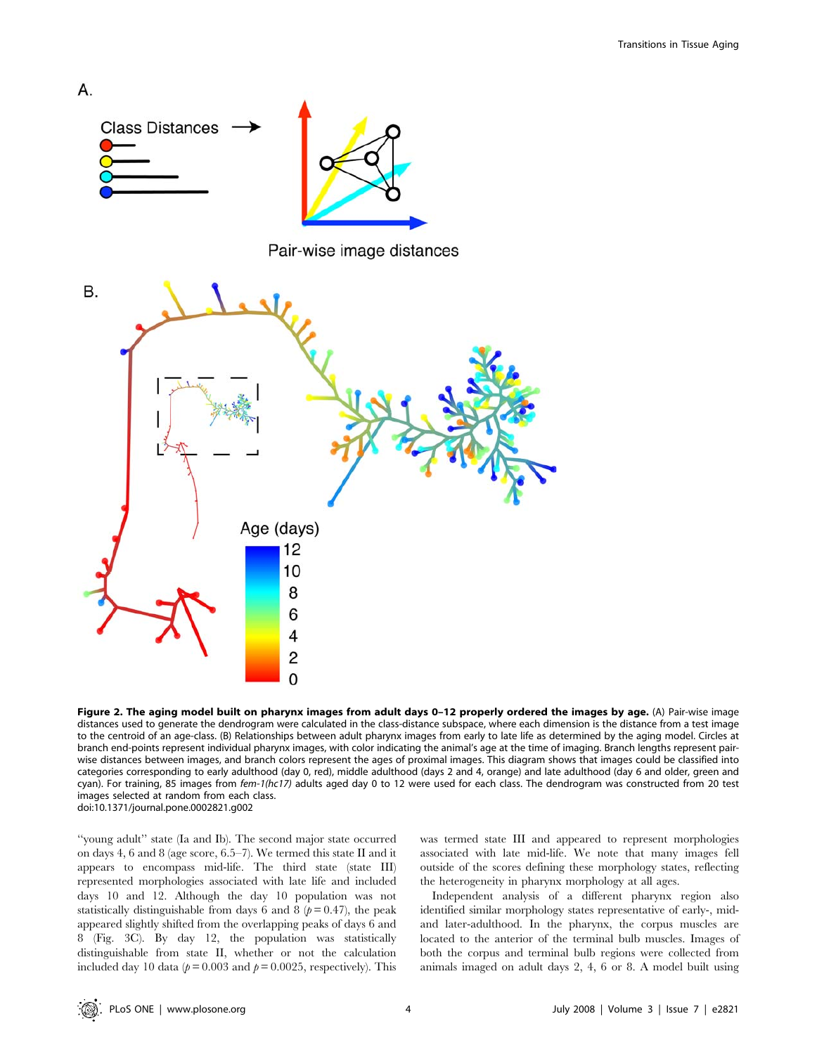**Figure 2. The aging model built on pharynx images from adult days 0–12 properly ordered the images by age.** (A) Pair-wise image distances used to generate the dendrogram were calculated in the class-distance subspace, where each dimension is the distance from a test image to the centroid of an age-class. (B) Relationships between adult pharynx images from early to late life as determined by the aging model. Circles at branch end-points represent individual pharynx images, with color indicating the animal's age at the time of imaging. Branch lengths represent pair-wise distances between images, and branch colors represent the ages of proximal images. This diagram shows that images could be classified into categories corresponding to early adulthood (day 0, red), middle adulthood (days 2 and 4, orange) and late adulthood (day 6 and older, green and cyan). For training, 85 images from *fem-1(hc17)* adults aged day 0 to 12 were used for each class. The dendrogram was constructed from 20 test images selected at random from each class.
doi:10.1371/journal.pone.0002821.g002

"young adult" state (Ia and Ib). The second major state occurred on days 4, 6 and 8 (age score, 6.5–7). We termed this state II and it appears to encompass mid-life. The third state (state III) represented morphologies associated with late life and included days 10 and 12. Although the day 10 population was not statistically distinguishable from days 6 and 8 ($p = 0.47$), the peak appeared slightly shifted from the overlapping peaks of days 6 and 8 (Fig. 3C). By day 12, the population was statistically distinguishable from state II, whether or not the calculation included day 10 data ($p = 0.003$ and $p = 0.0025$, respectively). This was termed state III and appeared to represent morphologies associated with late mid-life. We note that many images fell outside of the scores defining these morphology states, reflecting the heterogeneity in pharynx morphology at all ages.

Independent analysis of a different pharynx region also identified similar morphology states representative of early-, mid- and later-adulthood. In the pharynx, the corpus muscles are located to the anterior of the terminal bulb muscles. Images of both the corpus and terminal bulb regions were collected from animals imaged on adult days 2, 4, 6 or 8. A model built using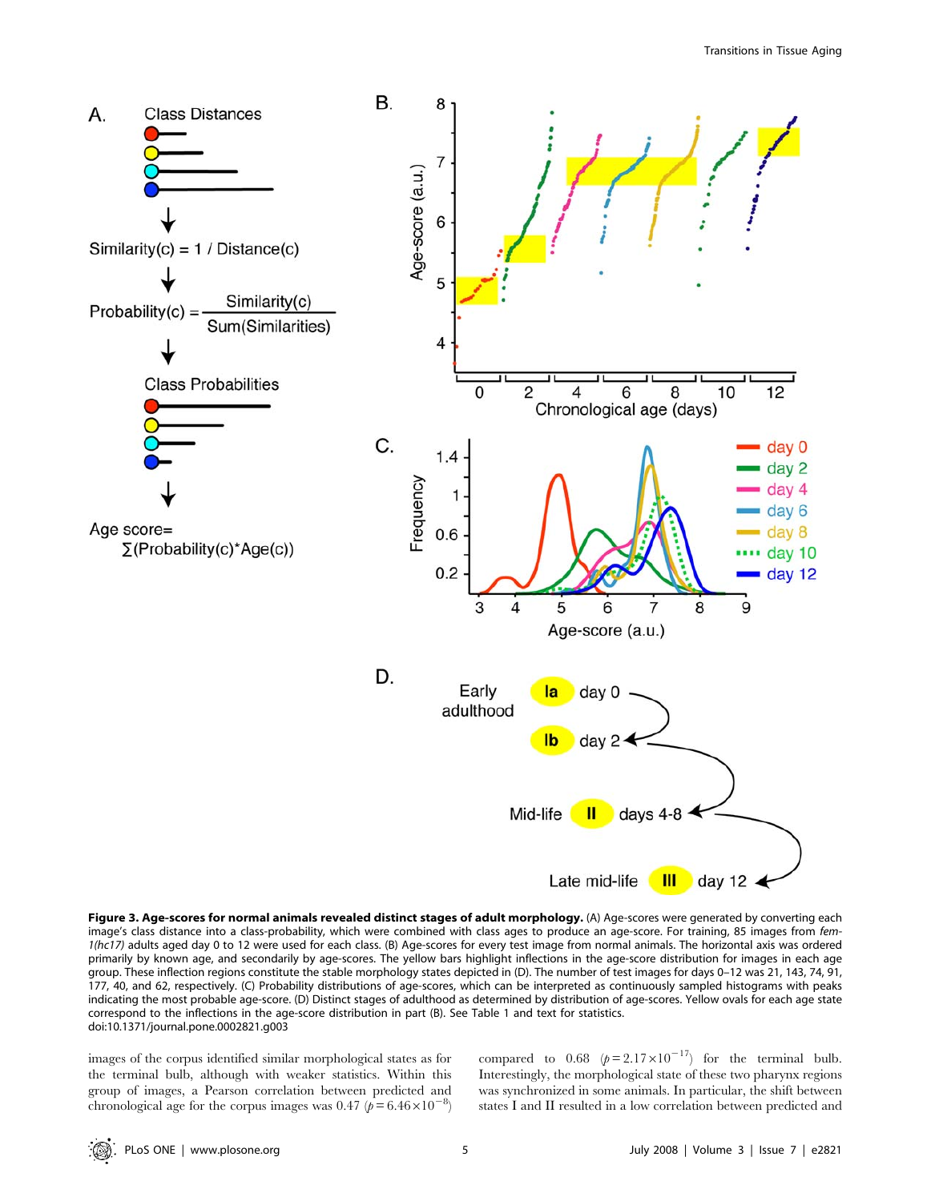**Figure 3. Age-scores for normal animals revealed distinct stages of adult morphology.** (A) Age-scores were generated by converting each image's class distance into a class-probability, which were combined with class ages to produce an age-score. For training, 85 images from *fem-1(hc17)* adults aged day 0 to 12 were used for each class. (B) Age-scores for every test image from normal animals. The horizontal axis was ordered primarily by known age, and secondarily by age-scores. The yellow bars highlight inflections in the age-score distribution for images in each age group. These inflection regions constitute the stable morphology states depicted in (D). The number of test images for days 0–12 was 21, 143, 74, 91, 177, 40, and 62, respectively. (C) Probability distributions of age-scores, which can be interpreted as continuously sampled histograms with peaks indicating the most probable age-score. (D) Distinct stages of adulthood as determined by distribution of age-scores. Yellow ovals for each age state correspond to the inflections in the age-score distribution in part (B). See Table 1 and text for statistics.
doi:10.1371/journal.pone.0002821.g003

images of the corpus identified similar morphological states as for the terminal bulb, although with weaker statistics. Within this group of images, a Pearson correlation between predicted and chronological age for the corpus images was 0.47 ($p = 6.46 \times 10^{-8}$) compared to 0.68 ($p = 2.17 \times 10^{-17}$) for the terminal bulb. Interestingly, the morphological state of these two pharynx regions was synchronized in some animals. In particular, the shift between states I and II resulted in a low correlation between predicted and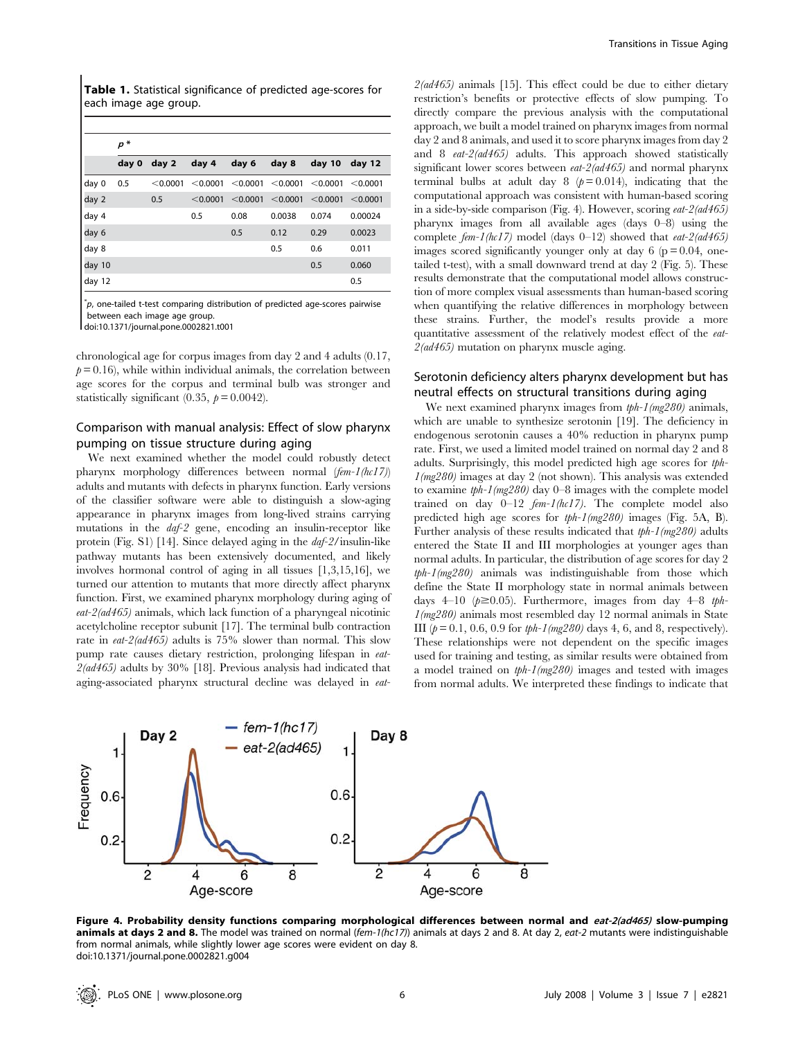**Table 1.** Statistical significance of predicted age-scores for each image age group.

| | $p$* | | | | | | |
|---|---|---|---|---|---|---|---|
| | day 0 | day 2 | day 4 | day 6 | day 8 | day 10 | day 12 |
| day 0 | 0.5 | <0.0001 | <0.0001 | <0.0001 | <0.0001 | <0.0001 | <0.0001 |
| day 2 | | 0.5 | <0.0001 | <0.0001 | <0.0001 | <0.0001 | <0.0001 |
| day 4 | | | 0.5 | 0.08 | 0.0038 | 0.074 | 0.00024 |
| day 6 | | | | 0.5 | 0.12 | 0.29 | 0.0023 |
| day 8 | | | | | 0.5 | 0.6 | 0.011 |
| day 10 | | | | | | 0.5 | 0.060 |
| day 12 | | | | | | | 0.5 |

*$p$, one-tailed t-test comparing distribution of predicted age-scores pairwise between each image age group.
doi:10.1371/journal.pone.0002821.t001

chronological age for corpus images from day 2 and 4 adults (0.17, $p = 0.16$), while within individual animals, the correlation between age scores for the corpus and terminal bulb was stronger and statistically significant (0.35, $p = 0.0042$).

## Comparison with manual analysis: Effect of slow pharynx pumping on tissue structure during aging

We next examined whether the model could robustly detect pharynx morphology differences between normal (*fem-1(hc17)*) adults and mutants with defects in pharynx function. Early versions of the classifier software were able to distinguish a slow-aging appearance in pharynx images from long-lived strains carrying mutations in the *daf-2* gene, encoding an insulin-receptor like protein (Fig. S1) [14]. Since delayed aging in the *daf-2*/insulin-like pathway mutants has been extensively documented, and likely involves hormonal control of aging in all tissues [1,3,15,16], we turned our attention to mutants that more directly affect pharynx function. First, we examined pharynx morphology during aging of *eat-2(ad465)* animals, which lack function of a pharyngeal nicotinic acetylcholine receptor subunit [17]. The terminal bulb contraction rate in *eat-2(ad465)* adults is 75% slower than normal. This slow pump rate causes dietary restriction, prolonging lifespan in *eat-2(ad465)* adults by 30% [18]. Previous analysis had indicated that aging-associated pharynx structural decline was delayed in *eat-2(ad465)* animals [15]. This effect could be due to either dietary restriction's benefits or protective effects of slow pumping. To directly compare the previous analysis with the computational approach, we built a model trained on pharynx images from normal day 2 and 8 animals, and used it to score pharynx images from day 2 and 8 *eat-2(ad465)* adults. This approach showed statistically significant lower scores between *eat-2(ad465)* and normal pharynx terminal bulbs at adult day 8 ($p = 0.014$), indicating that the computational approach was consistent with human-based scoring in a side-by-side comparison (Fig. 4). However, scoring *eat-2(ad465)* pharynx images from all available ages (days 0–8) using the complete *fem-1(hc17)* model (days 0–12) showed that *eat-2(ad465)* images scored significantly younger only at day 6 ($p = 0.04$, one-tailed t-test), with a small downward trend at day 2 (Fig. 5). These results demonstrate that the computational model allows construction of more complex visual assessments than human-based scoring when quantifying the relative differences in morphology between these strains. Further, the model's results provide a more quantitative assessment of the relatively modest effect of the *eat-2(ad465)* mutation on pharynx muscle aging.

## Serotonin deficiency alters pharynx development but has neutral effects on structural transitions during aging

We next examined pharynx images from *tph-1(mg280)* animals, which are unable to synthesize serotonin [19]. The deficiency in endogenous serotonin causes a 40% reduction in pharynx pump rate. First, we used a limited model trained on normal day 2 and 8 adults. Surprisingly, this model predicted high age scores for *tph-1(mg280)* images at day 2 (not shown). This analysis was extended to examine *tph-1(mg280)* day 0–8 images with the complete model trained on day 0–12 *fem-1(hc17)*. The complete model also predicted high age scores for *tph-1(mg280)* images (Fig. 5A, B). Further analysis of these results indicated that *tph-1(mg280)* adults entered the State II and III morphologies at younger ages than normal adults. In particular, the distribution of age scores for day 2 *tph-1(mg280)* animals was indistinguishable from those which define the State II morphology state in normal animals between days 4–10 ($p \geq 0.05$). Furthermore, images from day 4–8 *tph-1(mg280)* animals most resembled day 12 normal animals in State III ($p = 0.1$, 0.6, 0.9 for *tph-1(mg280)* days 4, 6, and 8, respectively). These relationships were not dependent on the specific images used for training and testing, as similar results were obtained from a model trained on *tph-1(mg280)* images and tested with images from normal adults. We interpreted these findings to indicate that

**Figure 4. Probability density functions comparing morphological differences between normal and *eat-2(ad465)* slow-pumping animals at days 2 and 8.** The model was trained on normal (*fem-1(hc17)*) animals at days 2 and 8. At day 2, *eat-2* mutants were indistinguishable from normal animals, while slightly lower age scores were evident on day 8.
doi:10.1371/journal.pone.0002821.g004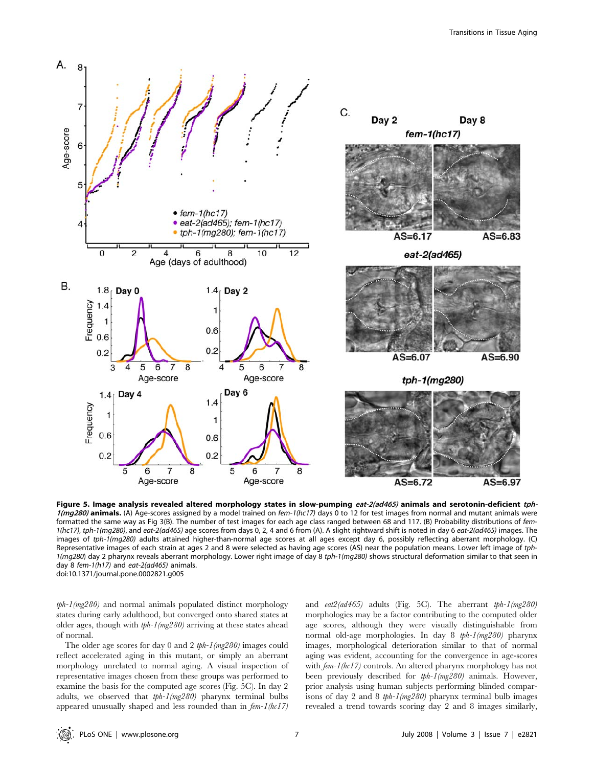**Figure 5. Image analysis revealed altered morphology states in slow-pumping *eat-2(ad465)* animals and serotonin-deficient *tph-1(mg280)* animals.** (A) Age-scores assigned by a model trained on *fem-1(hc17)* days 0 to 12 for test images from normal and mutant animals were formatted the same way as Fig 3(B). The number of test images for each age class ranged between 68 and 117. (B) Probability distributions of *fem-1(hc17)*, *tph-1(mg280)*, and *eat-2(ad465)* age scores from days 0, 2, 4 and 6 from (A). A slight rightward shift is noted in day 6 *eat-2(ad465)* images. The images of *tph-1(mg280)* adults attained higher-than-normal age scores at all ages except day 6, possibly reflecting aberrant morphology. (C) Representative images of each strain at ages 2 and 8 were selected as having age scores (AS) near the population means. Lower left image of *tph-1(mg280)* day 2 pharynx reveals aberrant morphology. Lower right image of day 8 *tph-1(mg280)* shows structural deformation similar to that seen in day 8 *fem-1(h17)* and *eat-2(ad465)* animals.
doi:10.1371/journal.pone.0002821.g005

*tph-1(mg280)* and normal animals populated distinct morphology states during early adulthood, but converged onto shared states at older ages, though with *tph-1(mg280)* arriving at these states ahead of normal.

The older age scores for day 0 and 2 *tph-1(mg280)* images could reflect accelerated aging in this mutant, or simply an aberrant morphology unrelated to normal aging. A visual inspection of representative images chosen from these groups was performed to examine the basis for the computed age scores (Fig. 5C). In day 2 adults, we observed that *tph-1(mg280)* pharynx terminal bulbs appeared unusually shaped and less rounded than in *fem-1(hc17)* and *eat2(ad465)* adults (Fig. 5C). The aberrant *tph-1(mg280)* morphologies may be a factor contributing to the computed older age scores, although they were visually distinguishable from normal old-age morphologies. In day 8 *tph-1(mg280)* pharynx images, morphological deterioration similar to that of normal aging was evident, accounting for the convergence in age-scores with *fem-1(hc17)* controls. An altered pharynx morphology has not been previously described for *tph-1(mg280)* animals. However, prior analysis using human subjects performing blinded comparisons of day 2 and 8 *tph-1(mg280)* pharynx terminal bulb images revealed a trend towards scoring day 2 and 8 images similarly,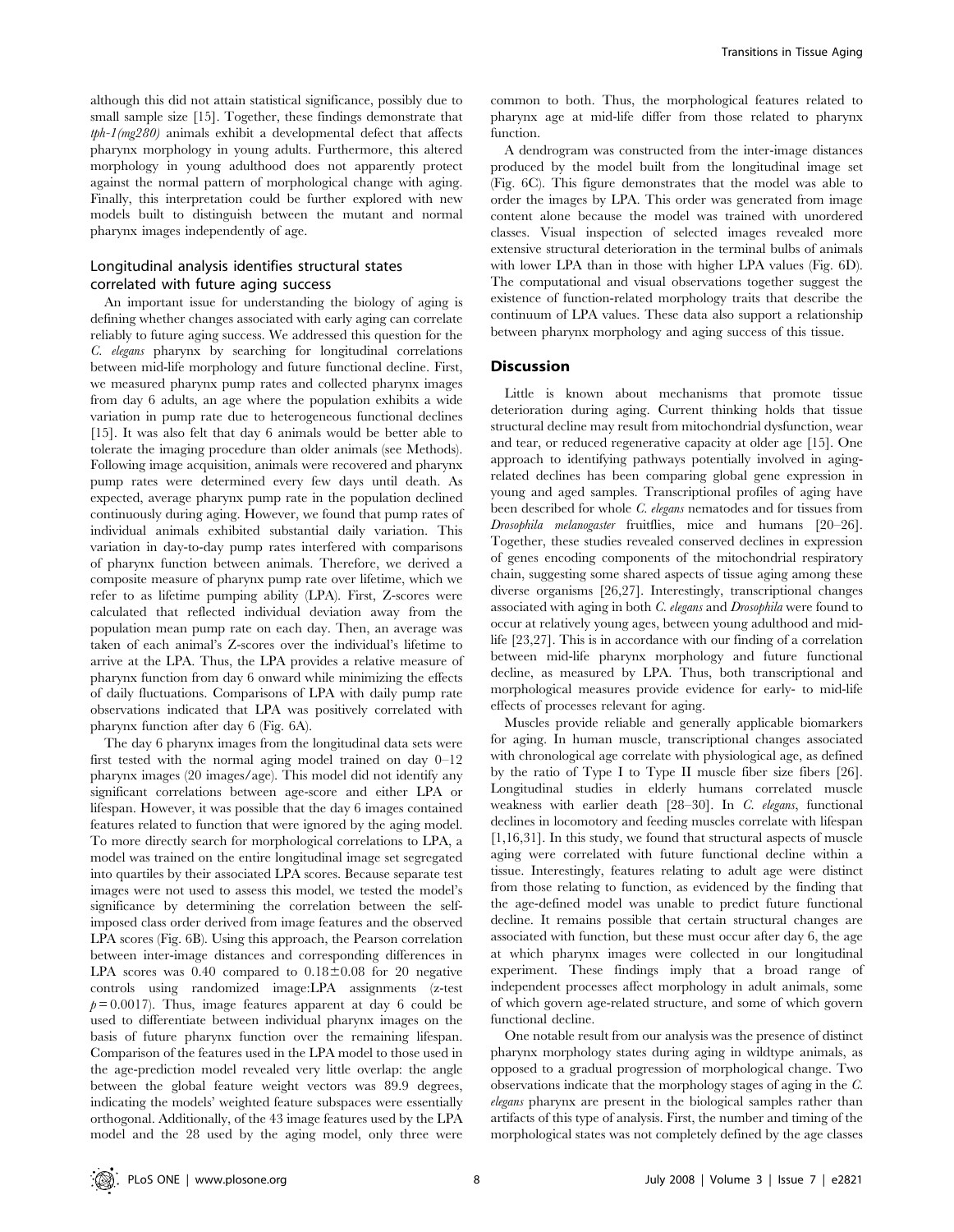although this did not attain statistical significance, possibly due to small sample size [15]. Together, these findings demonstrate that *tph-1(mg280)* animals exhibit a developmental defect that affects pharynx morphology in young adults. Furthermore, this altered morphology in young adulthood does not apparently protect against the normal pattern of morphological change with aging. Finally, this interpretation could be further explored with new models built to distinguish between the mutant and normal pharynx images independently of age.

## Longitudinal analysis identifies structural states correlated with future aging success

An important issue for understanding the biology of aging is defining whether changes associated with early aging can correlate reliably to future aging success. We addressed this question for the *C. elegans* pharynx by searching for longitudinal correlations between mid-life morphology and future functional decline. First, we measured pharynx pump rates and collected pharynx images from day 6 adults, an age where the population exhibits a wide variation in pump rate due to heterogeneous functional declines [15]. It was also felt that day 6 animals would be better able to tolerate the imaging procedure than older animals (see Methods). Following image acquisition, animals were recovered and pharynx pump rates were determined every few days until death. As expected, average pharynx pump rate in the population declined continuously during aging. However, we found that pump rates of individual animals exhibited substantial daily variation. This variation in day-to-day pump rates interfered with comparisons of pharynx function between animals. Therefore, we derived a composite measure of pharynx pump rate over lifetime, which we refer to as lifetime pumping ability (LPA). First, Z-scores were calculated that reflected individual deviation away from the population mean pump rate on each day. Then, an average was taken of each animal's Z-scores over the individual's lifetime to arrive at the LPA. Thus, the LPA provides a relative measure of pharynx function from day 6 onward while minimizing the effects of daily fluctuations. Comparisons of LPA with daily pump rate observations indicated that LPA was positively correlated with pharynx function after day 6 (Fig. 6A).

The day 6 pharynx images from the longitudinal data sets were first tested with the normal aging model trained on day 0–12 pharynx images (20 images/age). This model did not identify any significant correlations between age-score and either LPA or lifespan. However, it was possible that the day 6 images contained features related to function that were ignored by the aging model. To more directly search for morphological correlations to LPA, a model was trained on the entire longitudinal image set segregated into quartiles by their associated LPA scores. Because separate test images were not used to assess this model, we tested the model's significance by determining the correlation between the self-imposed class order derived from image features and the observed LPA scores (Fig. 6B). Using this approach, the Pearson correlation between inter-image distances and corresponding differences in LPA scores was 0.40 compared to $0.18 \pm 0.08$ for 20 negative controls using randomized image:LPA assignments (z-test $p = 0.0017$). Thus, image features apparent at day 6 could be used to differentiate between individual pharynx images on the basis of future pharynx function over the remaining lifespan. Comparison of the features used in the LPA model to those used in the age-prediction model revealed very little overlap: the angle between the global feature weight vectors was 89.9 degrees, indicating the models' weighted feature subspaces were essentially orthogonal. Additionally, of the 43 image features used by the LPA model and the 28 used by the aging model, only three were common to both. Thus, the morphological features related to pharynx age at mid-life differ from those related to pharynx function.

A dendrogram was constructed from the inter-image distances produced by the model built from the longitudinal image set (Fig. 6C). This figure demonstrates that the model was able to order the images by LPA. This order was generated from image content alone because the model was trained with unordered classes. Visual inspection of selected images revealed more extensive structural deterioration in the terminal bulbs of animals with lower LPA than in those with higher LPA values (Fig. 6D). The computational and visual observations together suggest the existence of function-related morphology traits that describe the continuum of LPA values. These data also support a relationship between pharynx morphology and aging success of this tissue.

# Discussion

Little is known about mechanisms that promote tissue deterioration during aging. Current thinking holds that tissue structural decline may result from mitochondrial dysfunction, wear and tear, or reduced regenerative capacity at older age [15]. One approach to identifying pathways potentially involved in aging-related declines has been comparing global gene expression in young and aged samples. Transcriptional profiles of aging have been described for whole *C. elegans* nematodes and for tissues from *Drosophila melanogaster* fruitflies, mice and humans [20–26]. Together, these studies revealed conserved declines in expression of genes encoding components of the mitochondrial respiratory chain, suggesting some shared aspects of tissue aging among these diverse organisms [26,27]. Interestingly, transcriptional changes associated with aging in both *C. elegans* and *Drosophila* were found to occur at relatively young ages, between young adulthood and mid-life [23,27]. This is in accordance with our finding of a correlation between mid-life pharynx morphology and future functional decline, as measured by LPA. Thus, both transcriptional and morphological measures provide evidence for early- to mid-life effects of processes relevant for aging.

Muscles provide reliable and generally applicable biomarkers for aging. In human muscle, transcriptional changes associated with chronological age correlate with physiological age, as defined by the ratio of Type I to Type II muscle fiber size fibers [26]. Longitudinal studies in elderly humans correlated muscle weakness with earlier death [28–30]. In *C. elegans*, functional declines in locomotory and feeding muscles correlate with lifespan [1,16,31]. In this study, we found that structural aspects of muscle aging were correlated with future functional decline within a tissue. Interestingly, features relating to adult age were distinct from those relating to function, as evidenced by the finding that the age-defined model was unable to predict future functional decline. It remains possible that certain structural changes are associated with function, but these must occur after day 6, the age at which pharynx images were collected in our longitudinal experiment. These findings imply that a broad range of independent processes affect morphology in adult animals, some of which govern age-related structure, and some of which govern functional decline.

One notable result from our analysis was the presence of distinct pharynx morphology states during aging in wildtype animals, as opposed to a gradual progression of morphological change. Two observations indicate that the morphology stages of aging in the *C. elegans* pharynx are present in the biological samples rather than artifacts of this type of analysis. First, the number and timing of the morphological states was not completely defined by the age classes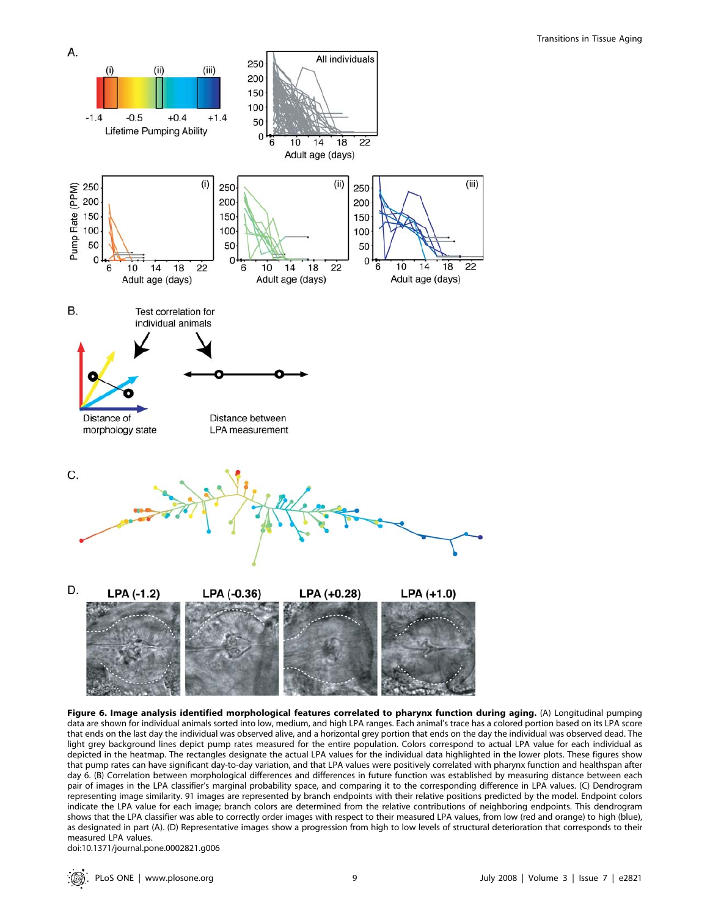**Figure 6. Image analysis identified morphological features correlated to pharynx function during aging.** (A) Longitudinal pumping data are shown for individual animals sorted into low, medium, and high LPA ranges. Each animal's trace has a colored portion based on its LPA score that ends on the last day the individual was observed alive, and a horizontal grey portion that ends on the day the individual was observed dead. The light grey background lines depict pump rates measured for the entire population. Colors correspond to actual LPA value for each individual as depicted in the heatmap. The rectangles designate the actual LPA values for the individual data highlighted in the lower plots. These figures show that pump rates can have significant day-to-day variation, and that LPA values were positively correlated with pharynx function and healthspan after day 6. (B) Correlation between morphological differences and differences in future function was established by measuring distance between each pair of images in the LPA classifier's marginal probability space, and comparing it to the corresponding difference in LPA values. (C) Dendrogram representing image similarity. 91 images are represented by branch endpoints with their relative positions predicted by the model. Endpoint colors indicate the LPA value for each image; branch colors are determined from the relative contributions of neighboring endpoints. This dendrogram shows that the LPA classifier was able to correctly order images with respect to their measured LPA values, from low (red and orange) to high (blue), as designated in part (A). (D) Representative images show a progression from high to low levels of structural deterioration that corresponds to their measured LPA values.

doi:10.1371/journal.pone.0002821.g006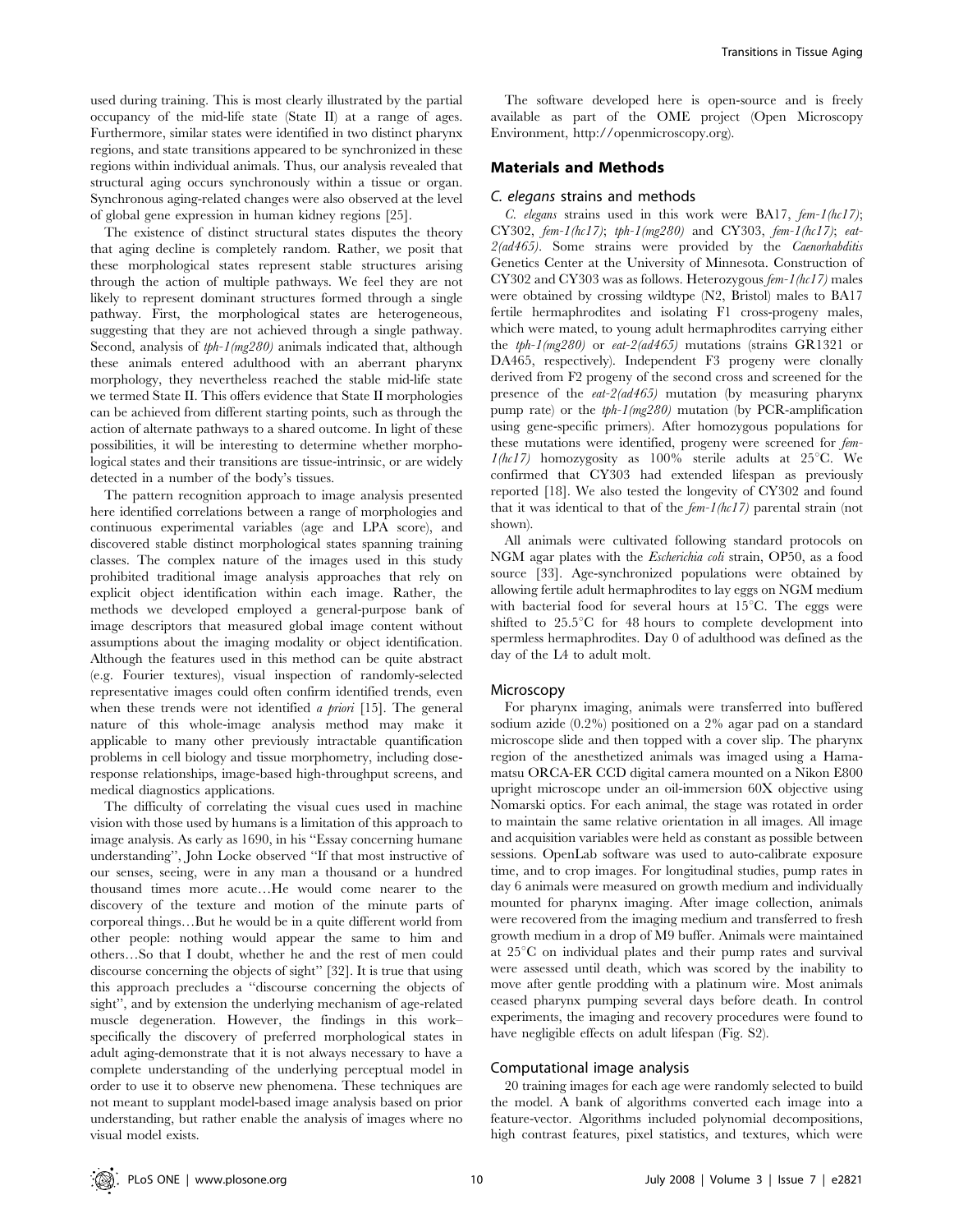used during training. This is most clearly illustrated by the partial occupancy of the mid-life state (State II) at a range of ages. Furthermore, similar states were identified in two distinct pharynx regions, and state transitions appeared to be synchronized in these regions within individual animals. Thus, our analysis revealed that structural aging occurs synchronously within a tissue or organ. Synchronous aging-related changes were also observed at the level of global gene expression in human kidney regions [25].

The existence of distinct structural states disputes the theory that aging decline is completely random. Rather, we posit that these morphological states represent stable structures arising through the action of multiple pathways. We feel they are not likely to represent dominant structures formed through a single pathway. First, the morphological states are heterogeneous, suggesting that they are not achieved through a single pathway. Second, analysis of *tph-1(mg280)* animals indicated that, although these animals entered adulthood with an aberrant pharynx morphology, they nevertheless reached the stable mid-life state we termed State II. This offers evidence that State II morphologies can be achieved from different starting points, such as through the action of alternate pathways to a shared outcome. In light of these possibilities, it will be interesting to determine whether morphological states and their transitions are tissue-intrinsic, or are widely detected in a number of the body's tissues.

The pattern recognition approach to image analysis presented here identified correlations between a range of morphologies and continuous experimental variables (age and LPA score), and discovered stable distinct morphological states spanning training classes. The complex nature of the images used in this study prohibited traditional image analysis approaches that rely on explicit object identification within each image. Rather, the methods we developed employed a general-purpose bank of image descriptors that measured global image content without assumptions about the imaging modality or object identification. Although the features used in this method can be quite abstract (e.g. Fourier textures), visual inspection of randomly-selected representative images could often confirm identified trends, even when these trends were not identified *a priori* [15]. The general nature of this whole-image analysis method may make it applicable to many other previously intractable quantification problems in cell biology and tissue morphometry, including dose-response relationships, image-based high-throughput screens, and medical diagnostics applications.

The difficulty of correlating the visual cues used in machine vision with those used by humans is a limitation of this approach to image analysis. As early as 1690, in his "Essay concerning humane understanding", John Locke observed "If that most instructive of our senses, seeing, were in any man a thousand or a hundred thousand times more acute…He would come nearer to the discovery of the texture and motion of the minute parts of corporeal things…But he would be in a quite different world from other people: nothing would appear the same to him and others…So that I doubt, whether he and the rest of men could discourse concerning the objects of sight" [32]. It is true that using this approach precludes a "discourse concerning the objects of sight", and by extension the underlying mechanism of age-related muscle degeneration. However, the findings in this work–specifically the discovery of preferred morphological states in adult aging-demonstrate that it is not always necessary to have a complete understanding of the underlying perceptual model in order to use it to observe new phenomena. These techniques are not meant to supplant model-based image analysis based on prior understanding, but rather enable the analysis of images where no visual model exists.

The software developed here is open-source and is freely available as part of the OME project (Open Microscopy Environment, http://openmicroscopy.org).

## Materials and Methods

### *C. elegans* strains and methods

*C. elegans* strains used in this work were BA17, *fem-1(hc17)*; CY302, *fem-1(hc17)*; *tph-1(mg280)* and CY303, *fem-1(hc17)*; *eat-2(ad465)*. Some strains were provided by the *Caenorhabditis* Genetics Center at the University of Minnesota. Construction of CY302 and CY303 was as follows. Heterozygous *fem-1(hc17)* males were obtained by crossing wildtype (N2, Bristol) males to BA17 fertile hermaphrodites and isolating F1 cross-progeny males, which were mated, to young adult hermaphrodites carrying either the *tph-1(mg280)* or *eat-2(ad465)* mutations (strains GR1321 or DA465, respectively). Independent F3 progeny were clonally derived from F2 progeny of the second cross and screened for the presence of the *eat-2(ad465)* mutation (by measuring pharynx pump rate) or the *tph-1(mg280)* mutation (by PCR-amplification using gene-specific primers). After homozygous populations for these mutations were identified, progeny were screened for *fem-1(hc17)* homozygosity as 100% sterile adults at 25°C. We confirmed that CY303 had extended lifespan as previously reported [18]. We also tested the longevity of CY302 and found that it was identical to that of the *fem-1(hc17)* parental strain (not shown).

All animals were cultivated following standard protocols on NGM agar plates with the *Escherichia coli* strain, OP50, as a food source [33]. Age-synchronized populations were obtained by allowing fertile adult hermaphrodites to lay eggs on NGM medium with bacterial food for several hours at 15°C. The eggs were shifted to 25.5°C for 48 hours to complete development into spermless hermaphrodites. Day 0 of adulthood was defined as the day of the L4 to adult molt.

### Microscopy

For pharynx imaging, animals were transferred into buffered sodium azide (0.2%) positioned on a 2% agar pad on a standard microscope slide and then topped with a cover slip. The pharynx region of the anesthetized animals was imaged using a Hamamatsu ORCA-ER CCD digital camera mounted on a Nikon E800 upright microscope under an oil-immersion 60X objective using Nomarski optics. For each animal, the stage was rotated in order to maintain the same relative orientation in all images. All image and acquisition variables were held as constant as possible between sessions. OpenLab software was used to auto-calibrate exposure time, and to crop images. For longitudinal studies, pump rates in day 6 animals were measured on growth medium and individually mounted for pharynx imaging. After image collection, animals were recovered from the imaging medium and transferred to fresh growth medium in a drop of M9 buffer. Animals were maintained at 25°C on individual plates and their pump rates and survival were assessed until death, which was scored by the inability to move after gentle prodding with a platinum wire. Most animals ceased pharynx pumping several days before death. In control experiments, the imaging and recovery procedures were found to have negligible effects on adult lifespan (Fig. S2).

### Computational image analysis

20 training images for each age were randomly selected to build the model. A bank of algorithms converted each image into a feature-vector. Algorithms included polynomial decompositions, high contrast features, pixel statistics, and textures, which were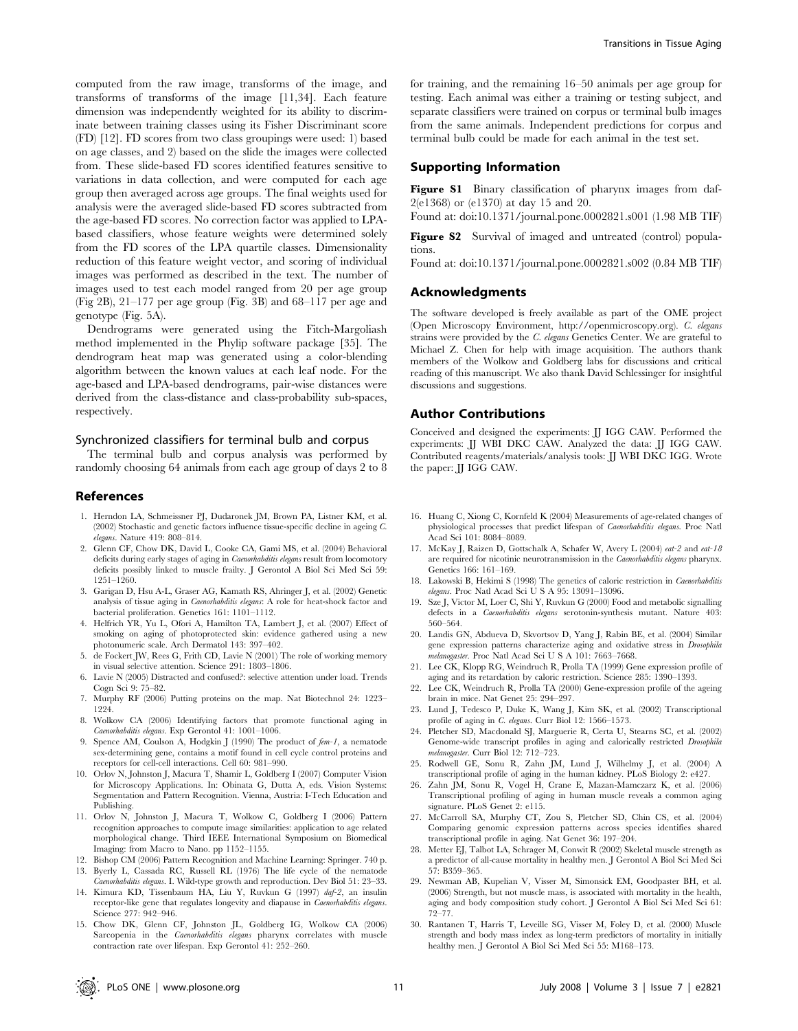computed from the raw image, transforms of the image, and transforms of transforms of the image [11,34]. Each feature dimension was independently weighted for its ability to discriminate between training classes using its Fisher Discriminant score (FD) [12]. FD scores from two class groupings were used: 1) based on age classes, and 2) based on the slide the images were collected from. These slide-based FD scores identified features sensitive to variations in data collection, and were computed for each age group then averaged across age groups. The final weights used for analysis were the averaged slide-based FD scores subtracted from the age-based FD scores. No correction factor was applied to LPA-based classifiers, whose feature weights were determined solely from the FD scores of the LPA quartile classes. Dimensionality reduction of this feature weight vector, and scoring of individual images was performed as described in the text. The number of images used to test each model ranged from 20 per age group (Fig 2B), 21–177 per age group (Fig. 3B) and 68–117 per age and genotype (Fig. 5A).

Dendrograms were generated using the Fitch-Margoliash method implemented in the Phylip software package [35]. The dendrogram heat map was generated using a color-blending algorithm between the known values at each leaf node. For the age-based and LPA-based dendrograms, pair-wise distances were derived from the class-distance and class-probability sub-spaces, respectively.

### Synchronized classifiers for terminal bulb and corpus

The terminal bulb and corpus analysis was performed by randomly choosing 64 animals from each age group of days 2 to 8 for training, and the remaining 16–50 animals per age group for testing. Each animal was either a training or testing subject, and separate classifiers were trained on corpus or terminal bulb images from the same animals. Independent predictions for corpus and terminal bulb could be made for each animal in the test set.

## Supporting Information

**Figure S1** Binary classification of pharynx images from daf-2(e1368) or (e1370) at day 15 and 20.
Found at: doi:10.1371/journal.pone.0002821.s001 (1.98 MB TIF)

**Figure S2** Survival of imaged and untreated (control) populations.
Found at: doi:10.1371/journal.pone.0002821.s002 (0.84 MB TIF)

## Acknowledgments

The software developed is freely available as part of the OME project (Open Microscopy Environment, http://openmicroscopy.org). *C. elegans* strains were provided by the *C. elegans* Genetics Center. We are grateful to Michael Z. Chen for help with image acquisition. The authors thank members of the Wolkow and Goldberg labs for discussions and critical reading of this manuscript. We also thank David Schlessinger for insightful discussions and suggestions.

## Author Contributions

Conceived and designed the experiments: JJ IGG CAW. Performed the experiments: JJ WBI DKC CAW. Analyzed the data: JJ IGG CAW. Contributed reagents/materials/analysis tools: JJ WBI DKC IGG. Wrote the paper: JJ IGG CAW.

## References

1. Herndon LA, Schmeissner PJ, Dudaronek JM, Brown PA, Listner KM, et al. (2002) Stochastic and genetic factors influence tissue-specific decline in ageing *C. elegans*. Nature 419: 808–814.
2. Glenn CF, Chow DK, David L, Cooke CA, Gami MS, et al. (2004) Behavioral deficits during early stages of aging in *Caenorhabditis elegans* result from locomotory deficits possibly linked to muscle frailty. J Gerontol A Biol Sci Med Sci 59: 1251–1260.
3. Garigan D, Hsu A-L, Graser AG, Kamath RS, Ahringer J, et al. (2002) Genetic analysis of tissue aging in *Caenorhabditis elegans*: A role for heat-shock factor and bacterial proliferation. Genetics 161: 1101–1112.
4. Helfrich YR, Yu L, Ofori A, Hamilton TA, Lambert J, et al. (2007) Effect of smoking on aging of photoprotected skin: evidence gathered using a new photonumeric scale. Arch Dermatol 143: 397–402.
5. de Fockert JW, Rees G, Frith CD, Lavie N (2001) The role of working memory in visual selective attention. Science 291: 1803–1806.
6. Lavie N (2005) Distracted and confused?: selective attention under load. Trends Cogn Sci 9: 75–82.
7. Murphy RF (2006) Putting proteins on the map. Nat Biotechnol 24: 1223–1224.
8. Wolkow CA (2006) Identifying factors that promote functional aging in *Caenorhabditis elegans*. Exp Gerontol 41: 1001–1006.
9. Spence AM, Coulson A, Hodgkin J (1990) The product of *fem-1*, a nematode sex-determining gene, contains a motif found in cell cycle control proteins and receptors for cell-cell interactions. Cell 60: 981–990.
10. Orlov N, Johnston J, Macura T, Shamir L, Goldberg I (2007) Computer Vision for Microscopy Applications. In: Obinata G, Dutta A, eds. Vision Systems: Segmentation and Pattern Recognition. Vienna, Austria: I-Tech Education and Publishing.
11. Orlov N, Johnston J, Macura T, Wolkow C, Goldberg I (2006) Pattern recognition approaches to compute image similarities: application to age related morphological change. Third IEEE International Symposium on Biomedical Imaging: from Macro to Nano. pp 1152–1155.
12. Bishop CM (2006) Pattern Recognition and Machine Learning: Springer. 740 p.
13. Byerly L, Cassada RC, Russell RL (1976) The life cycle of the nematode *Caenorhabditis elegans*. I. Wild-type growth and reproduction. Dev Biol 51: 23–33.
14. Kimura KD, Tissenbaum HA, Liu Y, Ruvkun G (1997) *daf-2*, an insulin receptor-like gene that regulates longevity and diapause in *Caenorhabditis elegans*. Science 277: 942–946.
15. Chow DK, Glenn CF, Johnston JL, Goldberg IG, Wolkow CA (2006) Sarcopenia in the *Caenorhabditis elegans* pharynx correlates with muscle contraction rate over lifespan. Exp Gerontol 41: 252–260.
16. Huang C, Xiong C, Kornfeld K (2004) Measurements of age-related changes of physiological processes that predict lifespan of *Caenorhabditis elegans*. Proc Natl Acad Sci 101: 8084–8089.
17. McKay J, Raizen D, Gottschalk A, Schafer W, Avery L (2004) *eat-2* and *eat-18* are required for nicotinic neurotransmission in the *Caenorhabditis elegans* pharynx. Genetics 166: 161–169.
18. Lakowski B, Hekimi S (1998) The genetics of caloric restriction in *Caenorhabditis elegans*. Proc Natl Acad Sci U S A 95: 13091–13096.
19. Sze J, Victor M, Loer C, Shi Y, Ruvkun G (2000) Food and metabolic signalling defects in a *Caenorhabditis elegans* serotonin-synthesis mutant. Nature 403: 560–564.
20. Landis GN, Abdueva D, Skvortsov D, Yang J, Rabin BE, et al. (2004) Similar gene expression patterns characterize aging and oxidative stress in *Drosophila melanogaster*. Proc Natl Acad Sci U S A 101: 7663–7668.
21. Lee CK, Klopp RG, Weindruch R, Prolla TA (1999) Gene expression profile of aging and its retardation by caloric restriction. Science 285: 1390–1393.
22. Lee CK, Weindruch R, Prolla TA (2000) Gene-expression profile of the ageing brain in mice. Nat Genet 25: 294–297.
23. Lund J, Tedesco P, Duke K, Wang J, Kim SK, et al. (2002) Transcriptional profile of aging in *C. elegans*. Curr Biol 12: 1566–1573.
24. Pletcher SD, Macdonald SJ, Marguerie R, Certa U, Stearns SC, et al. (2002) Genome-wide transcript profiles in aging and calorically restricted *Drosophila melanogaster*. Curr Biol 12: 712–723.
25. Rodwell GE, Sonu R, Zahn JM, Lund J, Wilhelmy J, et al. (2004) A transcriptional profile of aging in the human kidney. PLoS Biology 2: e427.
26. Zahn JM, Sonu R, Vogel H, Crane E, Mazan-Mamczarz K, et al. (2006) Transcriptional profiling of aging in human muscle reveals a common aging signature. PLoS Genet 2: e115.
27. McCarroll SA, Murphy CT, Zou S, Pletcher SD, Chin CS, et al. (2004) Comparing genomic expression patterns across species identifies shared transcriptional profile in aging. Nat Genet 36: 197–204.
28. Metter EJ, Talbot LA, Schrager M, Conwit R (2002) Skeletal muscle strength as a predictor of all-cause mortality in healthy men. J Gerontol A Biol Sci Med Sci 57: B359–365.
29. Newman AB, Kupelian V, Visser M, Simonsick EM, Goodpaster BH, et al. (2006) Strength, but not muscle mass, is associated with mortality in the health, aging and body composition study cohort. J Gerontol A Biol Sci Med Sci 61: 72–77.
30. Rantanen T, Harris T, Leveille SG, Visser M, Foley D, et al. (2000) Muscle strength and body mass index as long-term predictors of mortality in initially healthy men. J Gerontol A Biol Sci Med Sci 55: M168–173.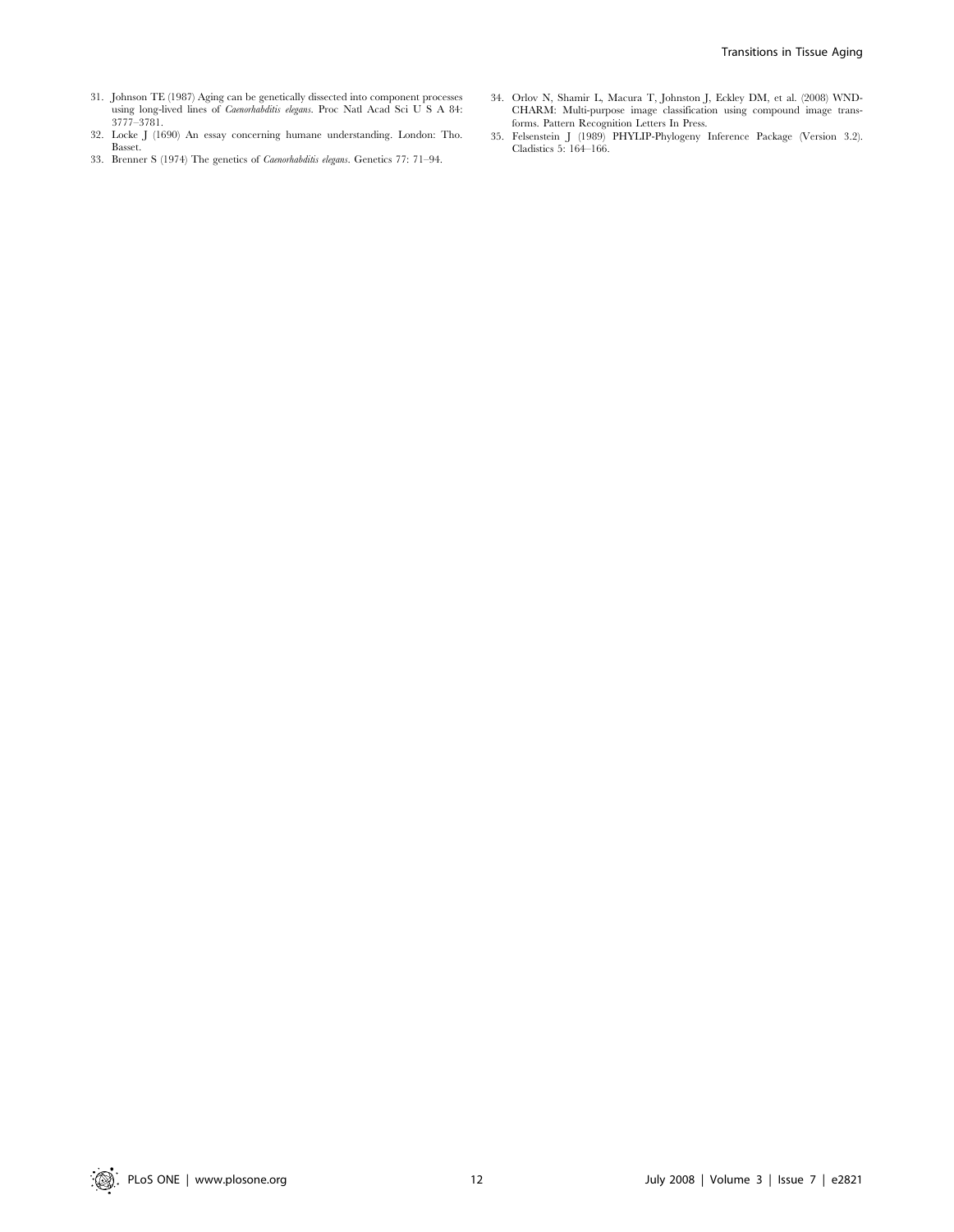31. Johnson TE (1987) Aging can be genetically dissected into component processes using long-lived lines of *Caenorhabditis elegans*. Proc Natl Acad Sci U S A 84: 3777–3781.
32. Locke J (1690) An essay concerning humane understanding. London: Tho. Basset.
33. Brenner S (1974) The genetics of *Caenorhabditis elegans*. Genetics 77: 71–94.
34. Orlov N, Shamir L, Macura T, Johnston J, Eckley DM, et al. (2008) WND-CHARM: Multi-purpose image classification using compound image transforms. Pattern Recognition Letters In Press.
35. Felsenstein J (1989) PHYLIP-Phylogeny Inference Package (Version 3.2). Cladistics 5: 164–166.